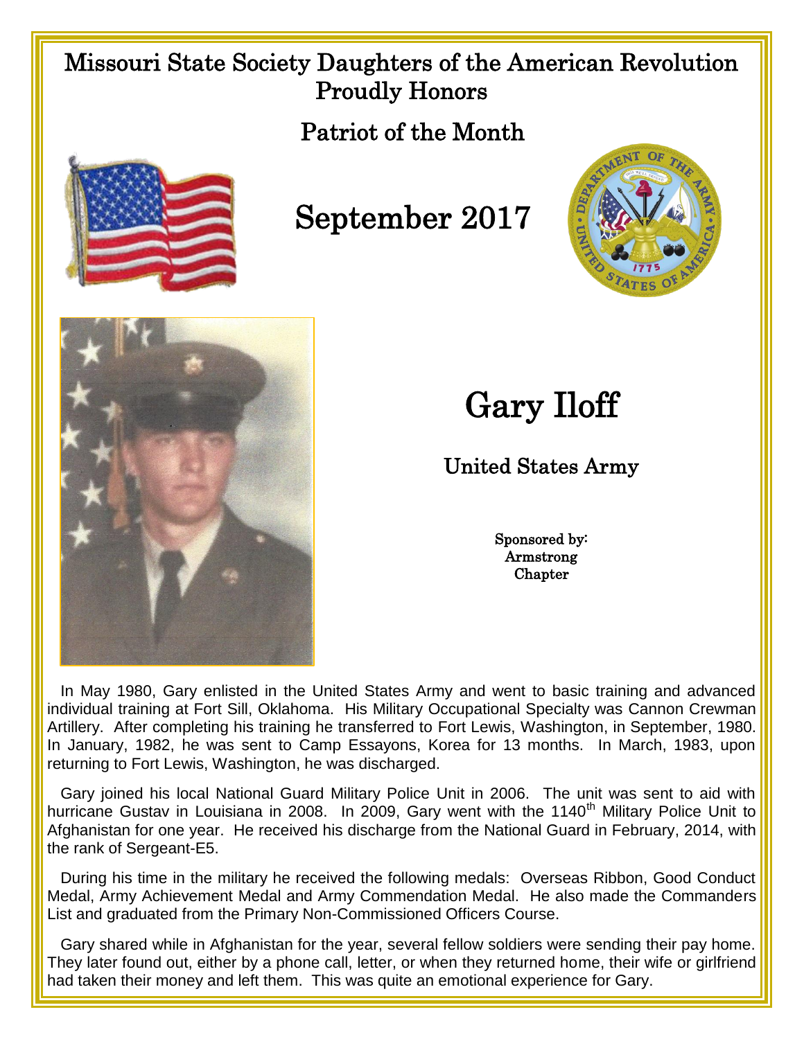# Missouri State Society Daughters of the American Revolution Proudly Honors

## Patriot of the Month

## September 2017

# Gary Iloff

### United States Army

Sponsored by:
Armstrong
Chapter

In May 1980, Gary enlisted in the United States Army and went to basic training and advanced individual training at Fort Sill, Oklahoma. His Military Occupational Specialty was Cannon Crewman Artillery. After completing his training he transferred to Fort Lewis, Washington, in September, 1980. In January, 1982, he was sent to Camp Essayons, Korea for 13 months. In March, 1983, upon returning to Fort Lewis, Washington, he was discharged.

Gary joined his local National Guard Military Police Unit in 2006. The unit was sent to aid with hurricane Gustav in Louisiana in 2008. In 2009, Gary went with the 1140th Military Police Unit to Afghanistan for one year. He received his discharge from the National Guard in February, 2014, with the rank of Sergeant-E5.

During his time in the military he received the following medals: Overseas Ribbon, Good Conduct Medal, Army Achievement Medal and Army Commendation Medal. He also made the Commanders List and graduated from the Primary Non-Commissioned Officers Course.

Gary shared while in Afghanistan for the year, several fellow soldiers were sending their pay home. They later found out, either by a phone call, letter, or when they returned home, their wife or girlfriend had taken their money and left them. This was quite an emotional experience for Gary.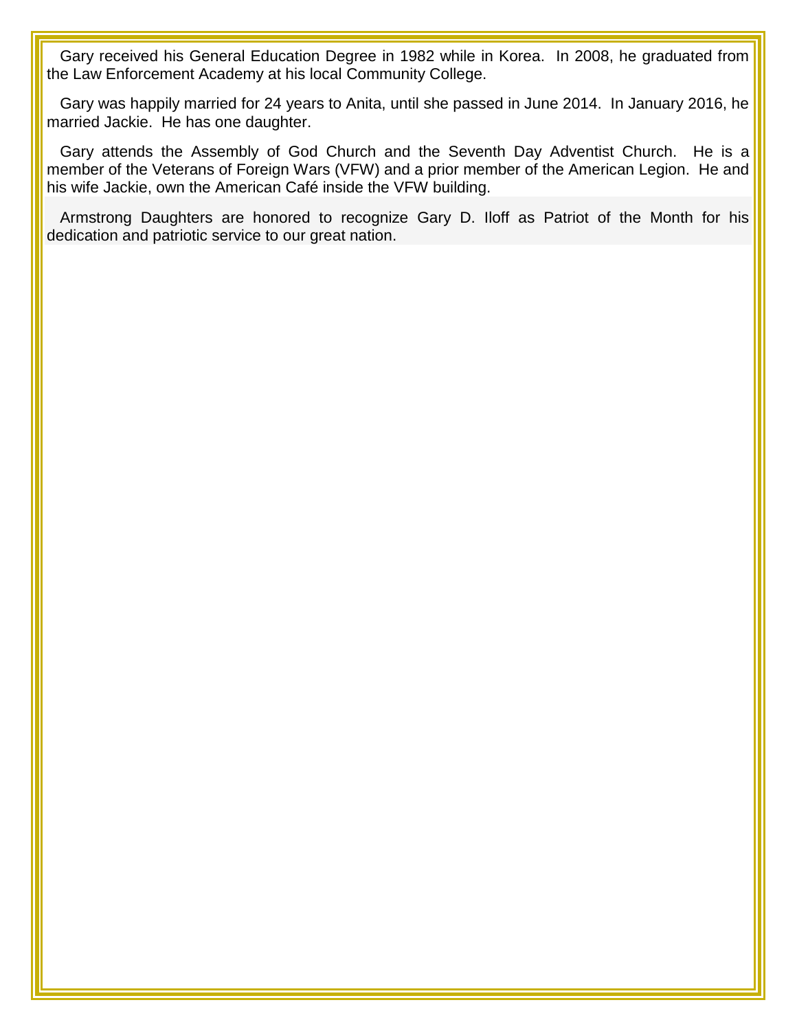Gary received his General Education Degree in 1982 while in Korea.  In 2008, he graduated from the Law Enforcement Academy at his local Community College.

Gary was happily married for 24 years to Anita, until she passed in June 2014.  In January 2016, he married Jackie.  He has one daughter.

Gary attends the Assembly of God Church and the Seventh Day Adventist Church.  He is a member of the Veterans of Foreign Wars (VFW) and a prior member of the American Legion.  He and his wife Jackie, own the American Café inside the VFW building.

Armstrong Daughters are honored to recognize Gary D. Iloff as Patriot of the Month for his dedication and patriotic service to our great nation.